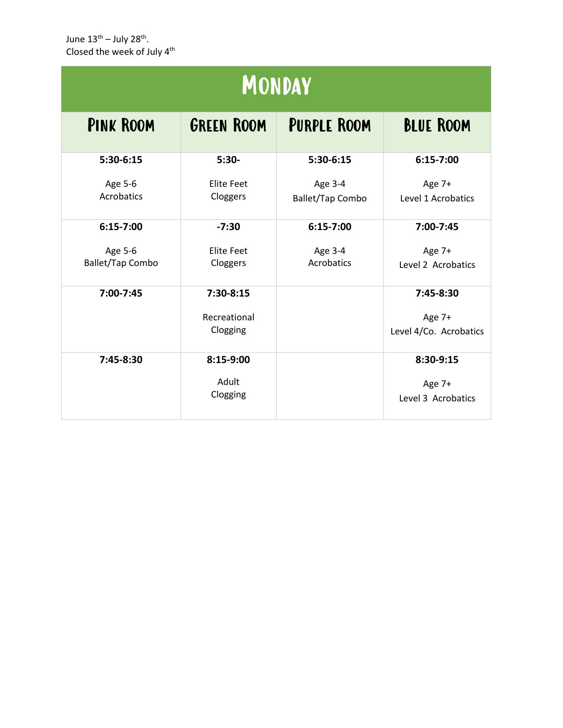June 13th – July 28th.
Closed the week of July 4th

| Monday | | | |
|---|---|---|---|
| **Pink Room** | **Green Room** | **Purple Room** | **Blue Room** |
| **5:30-6:15**<br><br>Age 5-6<br>Acrobatics | **5:30-**<br><br>Elite Feet<br>Cloggers | **5:30-6:15**<br><br>Age 3-4<br>Ballet/Tap Combo | **6:15-7:00**<br><br>Age 7+<br>Level 1 Acrobatics |
| **6:15-7:00**<br><br>Age 5-6<br>Ballet/Tap Combo | **-7:30**<br><br>Elite Feet<br>Cloggers | **6:15-7:00**<br><br>Age 3-4<br>Acrobatics | **7:00-7:45**<br><br>Age 7+<br>Level 2 Acrobatics |
| **7:00-7:45** | **7:30-8:15**<br><br>Recreational<br>Clogging | | **7:45-8:30**<br><br>Age 7+<br>Level 4/Co. Acrobatics |
| **7:45-8:30** | **8:15-9:00**<br><br>Adult<br>Clogging | | **8:30-9:15**<br><br>Age 7+<br>Level 3 Acrobatics |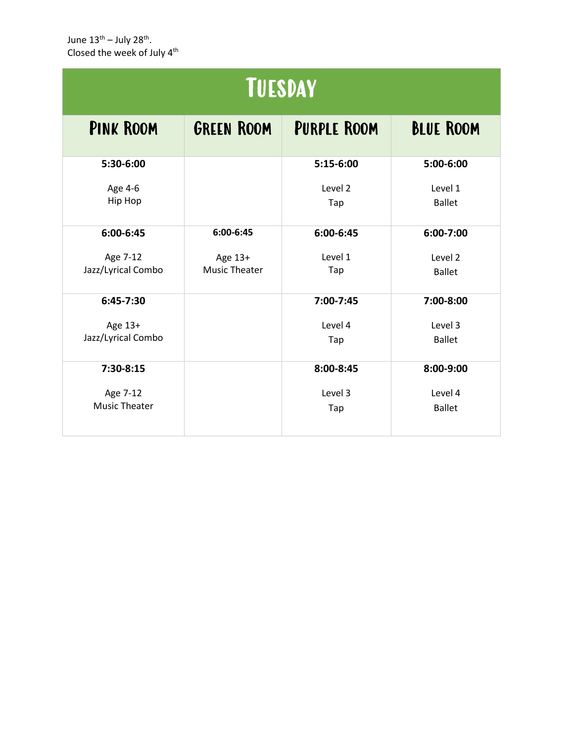June 13th – July 28th.
Closed the week of July 4th

# Tuesday

| Pink Room | Green Room | Purple Room | Blue Room |
| --- | --- | --- | --- |
| **5:30-6:00**<br>Age 4-6<br>Hip Hop | | **5:15-6:00**<br>Level 2<br>Tap | **5:00-6:00**<br>Level 1<br>Ballet |
| **6:00-6:45**<br>Age 7-12<br>Jazz/Lyrical Combo | **6:00-6:45**<br>Age 13+<br>Music Theater | **6:00-6:45**<br>Level 1<br>Tap | **6:00-7:00**<br>Level 2<br>Ballet |
| **6:45-7:30**<br>Age 13+<br>Jazz/Lyrical Combo | | **7:00-7:45**<br>Level 4<br>Tap | **7:00-8:00**<br>Level 3<br>Ballet |
| **7:30-8:15**<br>Age 7-12<br>Music Theater | | **8:00-8:45**<br>Level 3<br>Tap | **8:00-9:00**<br>Level 4<br>Ballet |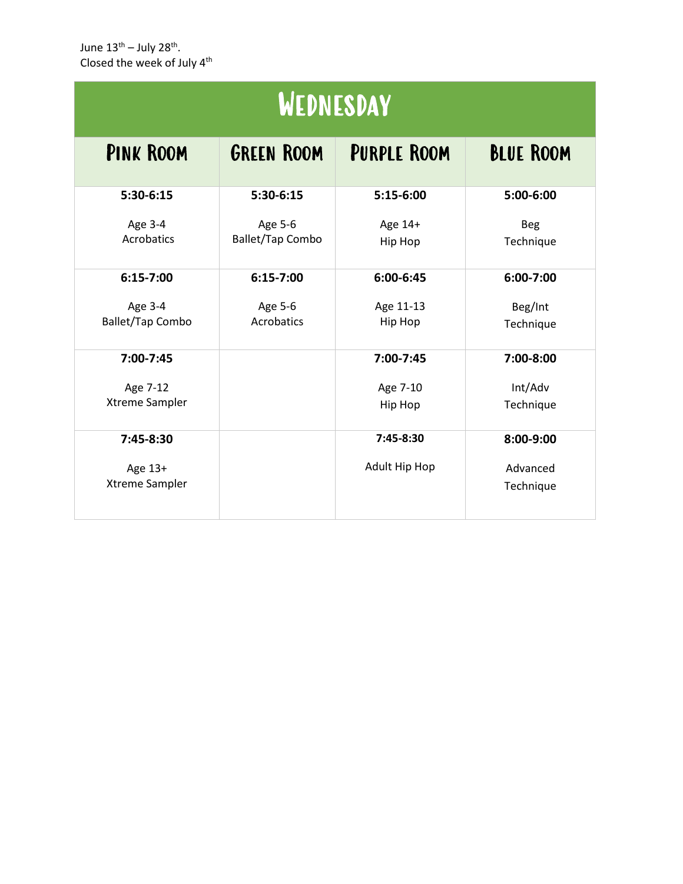June 13th – July 28th.
Closed the week of July 4th

| Wednesday | | | |
|---|---|---|---|
| **Pink Room** | **Green Room** | **Purple Room** | **Blue Room** |
| **5:30-6:15**<br>Age 3-4<br>Acrobatics | **5:30-6:15**<br>Age 5-6<br>Ballet/Tap Combo | **5:15-6:00**<br>Age 14+<br>Hip Hop | **5:00-6:00**<br>Beg<br>Technique |
| **6:15-7:00**<br>Age 3-4<br>Ballet/Tap Combo | **6:15-7:00**<br>Age 5-6<br>Acrobatics | **6:00-6:45**<br>Age 11-13<br>Hip Hop | **6:00-7:00**<br>Beg/Int<br>Technique |
| **7:00-7:45**<br>Age 7-12<br>Xtreme Sampler | | **7:00-7:45**<br>Age 7-10<br>Hip Hop | **7:00-8:00**<br>Int/Adv<br>Technique |
| **7:45-8:30**<br>Age 13+<br>Xtreme Sampler | | **7:45-8:30**<br>Adult Hip Hop | **8:00-9:00**<br>Advanced<br>Technique |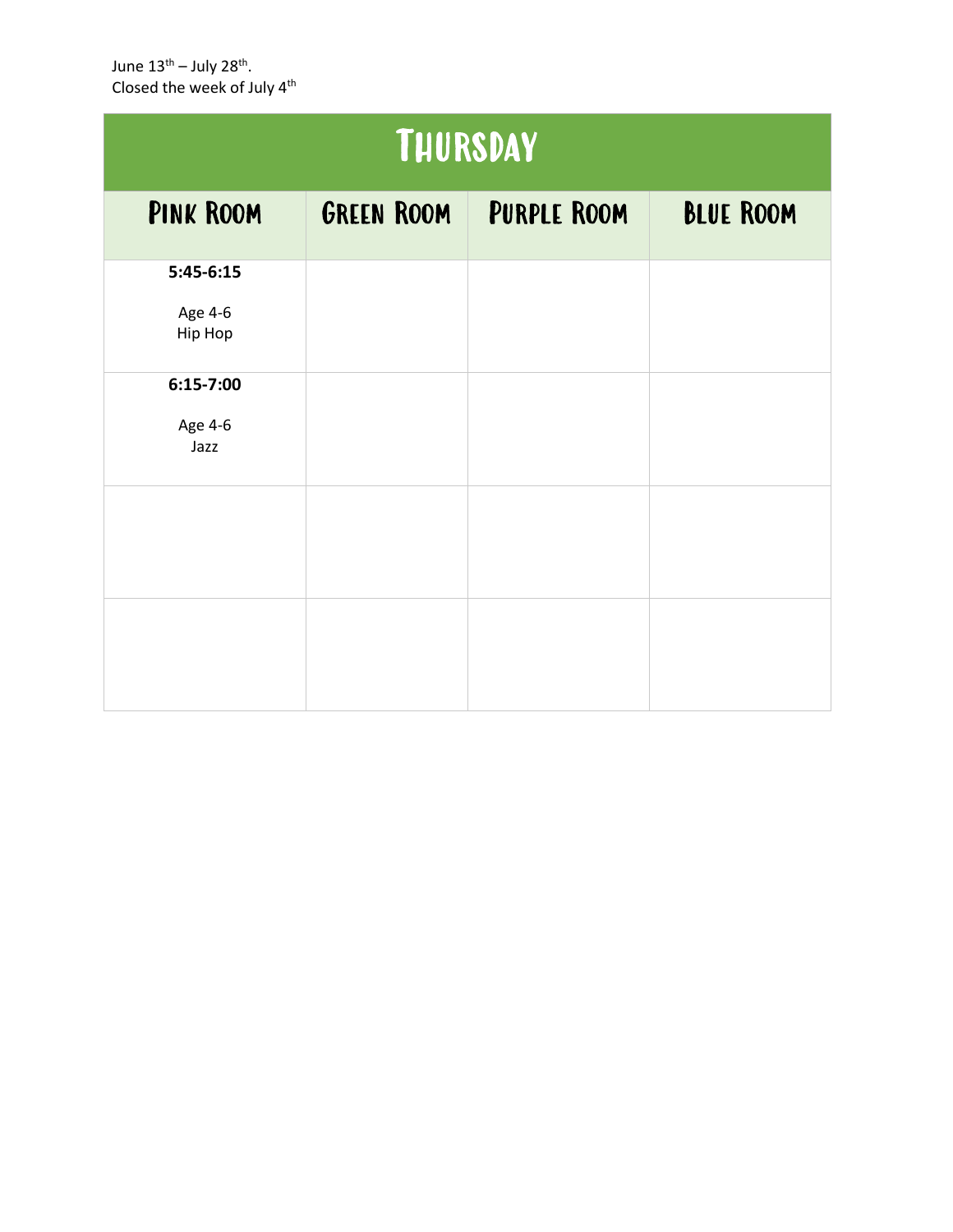June 13th – July 28th.
Closed the week of July 4th

| Thursday | | | |
|---|---|---|---|
| Pink Room | Green Room | Purple Room | Blue Room |
| **5:45-6:15**<br><br>Age 4-6<br>Hip Hop | | | |
| **6:15-7:00**<br><br>Age 4-6<br>Jazz | | | |
| | | | |
| | | | |